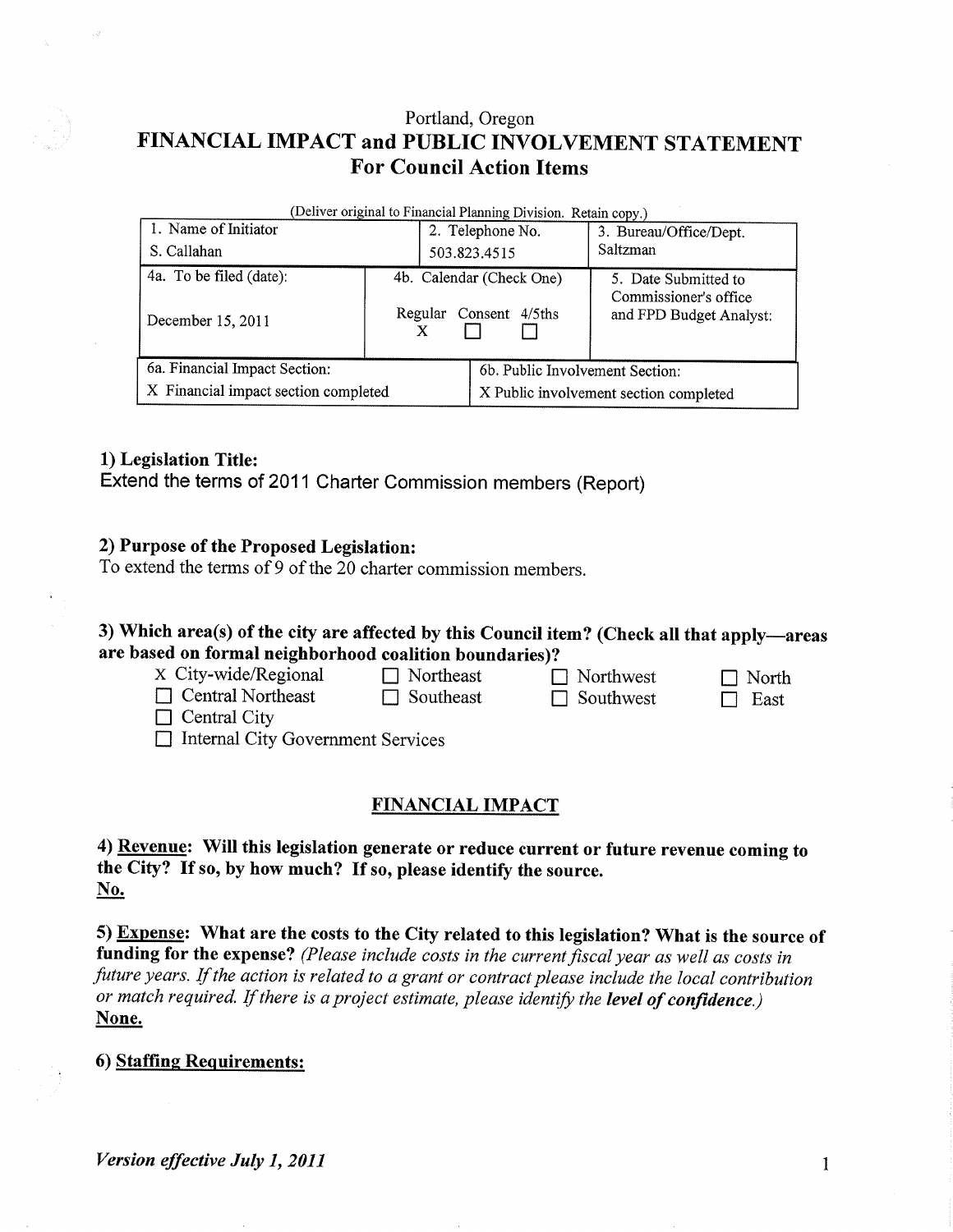Portland, Oregon

# FINANCIAL IMPACT and PUBLIC INVOLVEMENT STATEMENT
## For Council Action Items

(Deliver original to Financial Planning Division. Retain copy.)

| 1. Name of Initiator | 2. Telephone No. | 3. Bureau/Office/Dept. |
|---|---|---|
| S. Callahan | 503.823.4515 | Saltzman |
| 4a. To be filed (date): December 15, 2011 | 4b. Calendar (Check One) Regular X Consent ☐ 4/5ths ☐ | 5. Date Submitted to Commissioner's office and FPD Budget Analyst: |
| 6a. Financial Impact Section: X Financial impact section completed | 6b. Public Involvement Section: X Public involvement section completed | |

**1) Legislation Title:**

Extend the terms of 2011 Charter Commission members (Report)

**2) Purpose of the Proposed Legislation:**

To extend the terms of 9 of the 20 charter commission members.

**3) Which area(s) of the city are affected by this Council item? (Check all that apply—areas are based on formal neighborhood coalition boundaries)?**

X City-wide/Regional ☐ Northeast ☐ Northwest ☐ North
☐ Central Northeast ☐ Southeast ☐ Southwest ☐ East
☐ Central City
☐ Internal City Government Services

## FINANCIAL IMPACT

**4) Revenue: Will this legislation generate or reduce current or future revenue coming to the City? If so, by how much? If so, please identify the source.**
**No.**

**5) Expense: What are the costs to the City related to this legislation? What is the source of funding for the expense?** *(Please include costs in the current fiscal year as well as costs in future years. If the action is related to a grant or contract please include the local contribution or match required. If there is a project estimate, please identify the* ***level of confidence.****)*
**None.**

**6) Staffing Requirements:**

*Version effective July 1, 2011*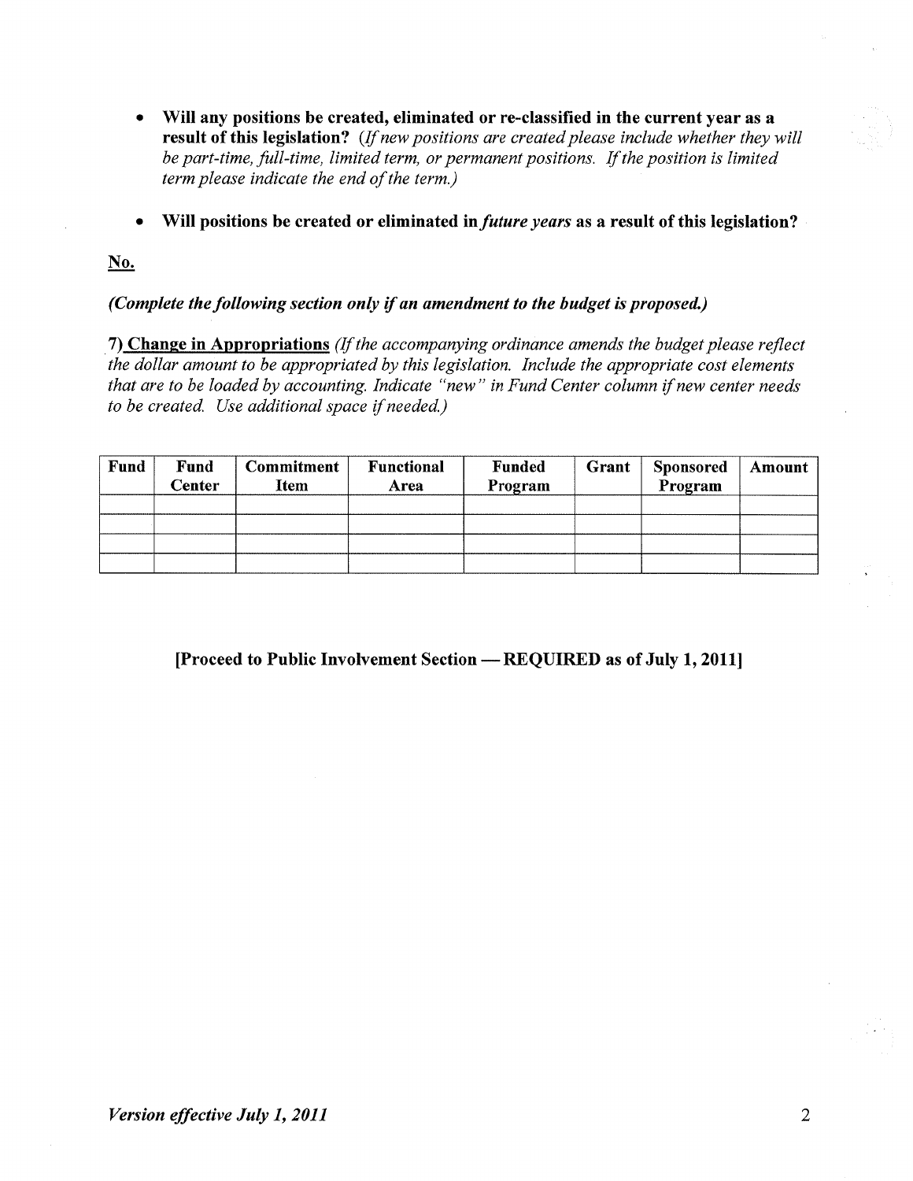- **Will any positions be created, eliminated or re-classified in the current year as a result of this legislation?** *(If new positions are created please include whether they will be part-time, full-time, limited term, or permanent positions. If the position is limited term please indicate the end of the term.)*

- **Will positions be created or eliminated in *future years* as a result of this legislation?**

**No.**

***(Complete the following section only if an amendment to the budget is proposed.)***

**7) Change in Appropriations** *(If the accompanying ordinance amends the budget please reflect the dollar amount to be appropriated by this legislation. Include the appropriate cost elements that are to be loaded by accounting. Indicate "new" in Fund Center column if new center needs to be created. Use additional space if needed.)*

| Fund | Fund Center | Commitment Item | Functional Area | Funded Program | Grant | Sponsored Program | Amount |
|---|---|---|---|---|---|---|---|
| | | | | | | | |
| | | | | | | | |
| | | | | | | | |
| | | | | | | | |

**[Proceed to Public Involvement Section — REQUIRED as of July 1, 2011]**

***Version effective July 1, 2011***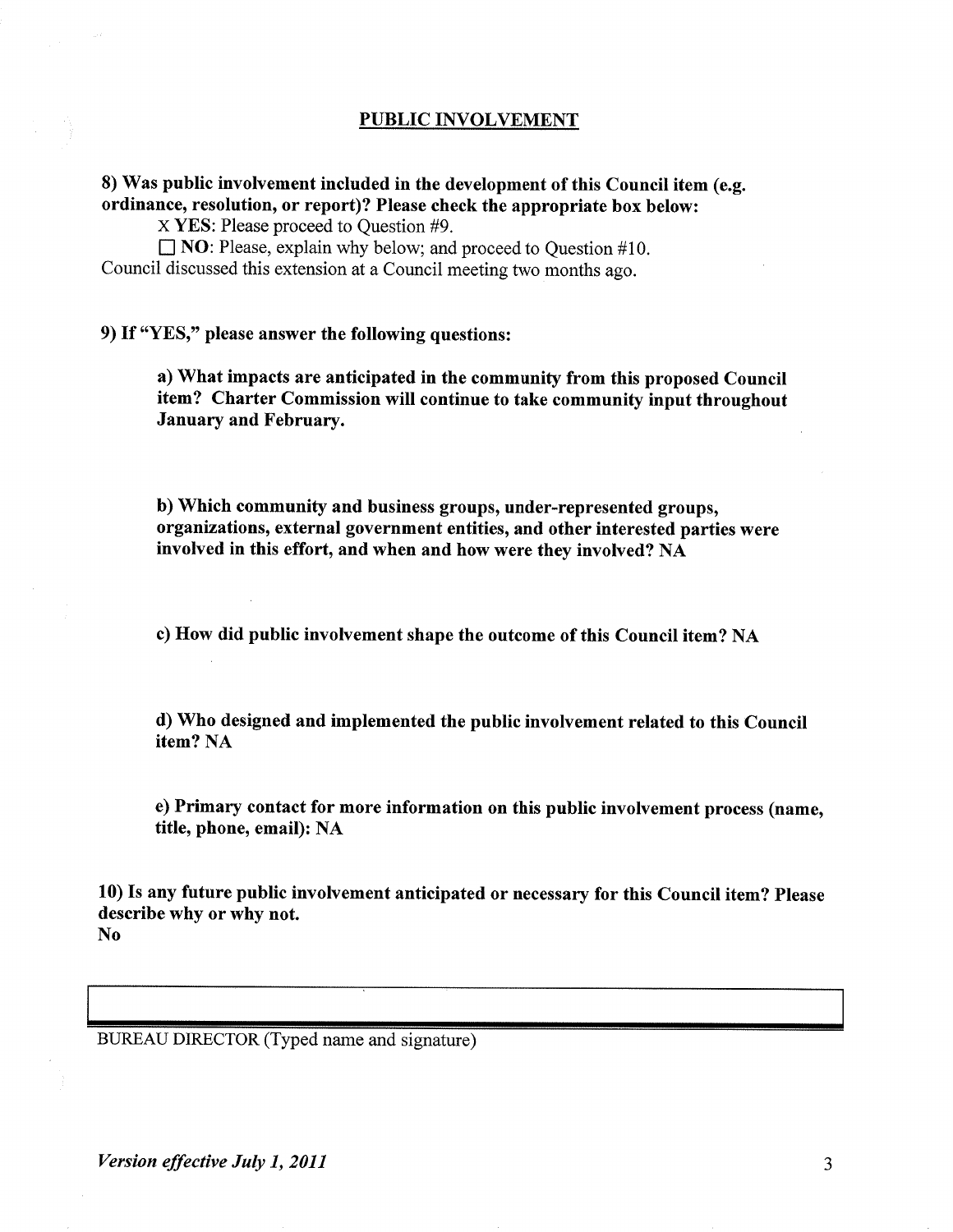## PUBLIC INVOLVEMENT

**8) Was public involvement included in the development of this Council item (e.g. ordinance, resolution, or report)? Please check the appropriate box below:**

X **YES**: Please proceed to Question #9.

☐ **NO**: Please, explain why below; and proceed to Question #10.

Council discussed this extension at a Council meeting two months ago.

**9) If "YES," please answer the following questions:**

**a) What impacts are anticipated in the community from this proposed Council item? Charter Commission will continue to take community input throughout January and February.**

**b) Which community and business groups, under-represented groups, organizations, external government entities, and other interested parties were involved in this effort, and when and how were they involved? NA**

**c) How did public involvement shape the outcome of this Council item? NA**

**d) Who designed and implemented the public involvement related to this Council item? NA**

**e) Primary contact for more information on this public involvement process (name, title, phone, email): NA**

**10) Is any future public involvement anticipated or necessary for this Council item? Please describe why or why not.**

**No**

BUREAU DIRECTOR (Typed name and signature)

*Version effective July 1, 2011*